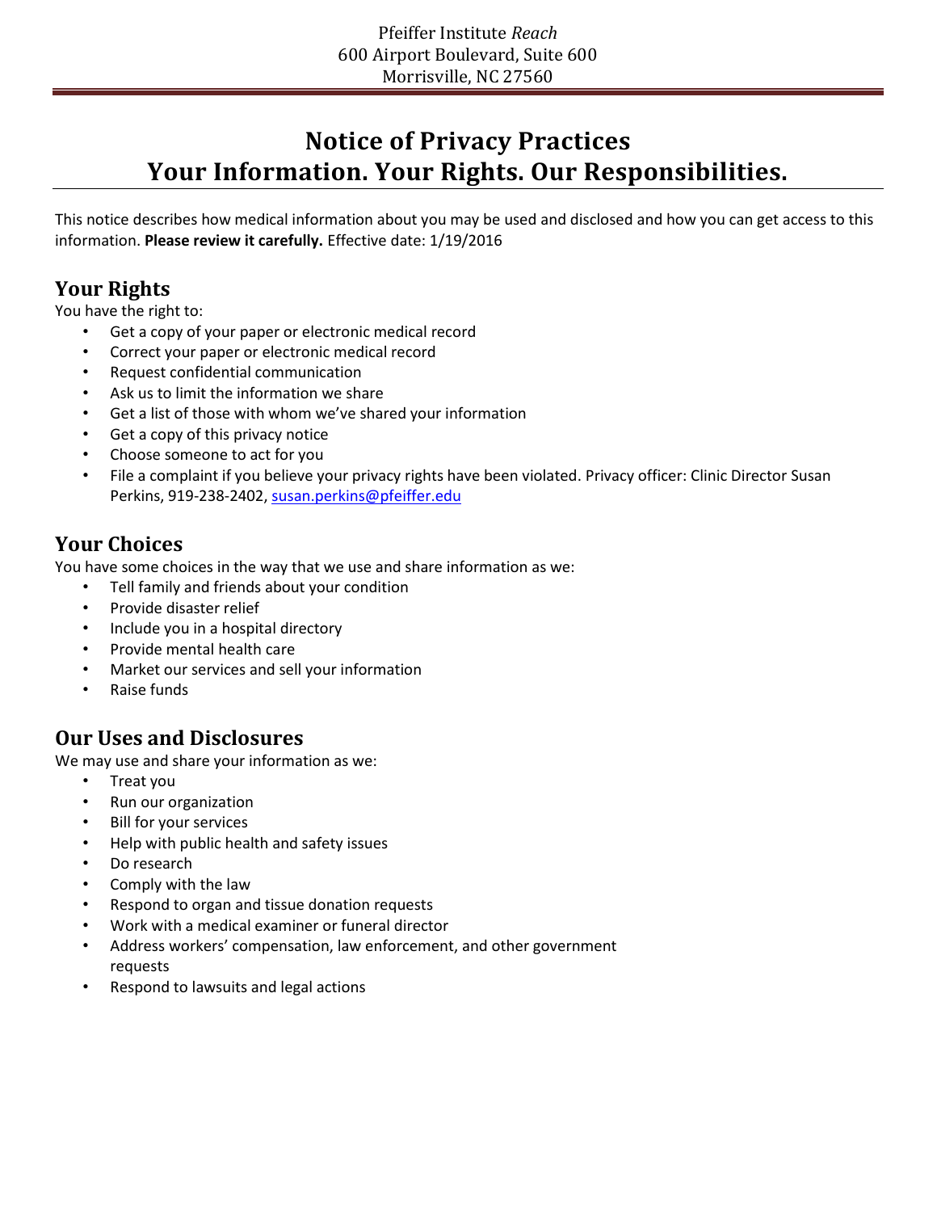Pfeiffer Institute *Reach*
600 Airport Boulevard, Suite 600
Morrisville, NC 27560

# Notice of Privacy Practices
# Your Information. Your Rights. Our Responsibilities.

This notice describes how medical information about you may be used and disclosed and how you can get access to this information. **Please review it carefully.** Effective date: 1/19/2016

## Your Rights

You have the right to:

- Get a copy of your paper or electronic medical record
- Correct your paper or electronic medical record
- Request confidential communication
- Ask us to limit the information we share
- Get a list of those with whom we've shared your information
- Get a copy of this privacy notice
- Choose someone to act for you
- File a complaint if you believe your privacy rights have been violated. Privacy officer: Clinic Director Susan Perkins, 919-238-2402, susan.perkins@pfeiffer.edu

## Your Choices

You have some choices in the way that we use and share information as we:

- Tell family and friends about your condition
- Provide disaster relief
- Include you in a hospital directory
- Provide mental health care
- Market our services and sell your information
- Raise funds

## Our Uses and Disclosures

We may use and share your information as we:

- Treat you
- Run our organization
- Bill for your services
- Help with public health and safety issues
- Do research
- Comply with the law
- Respond to organ and tissue donation requests
- Work with a medical examiner or funeral director
- Address workers' compensation, law enforcement, and other government requests
- Respond to lawsuits and legal actions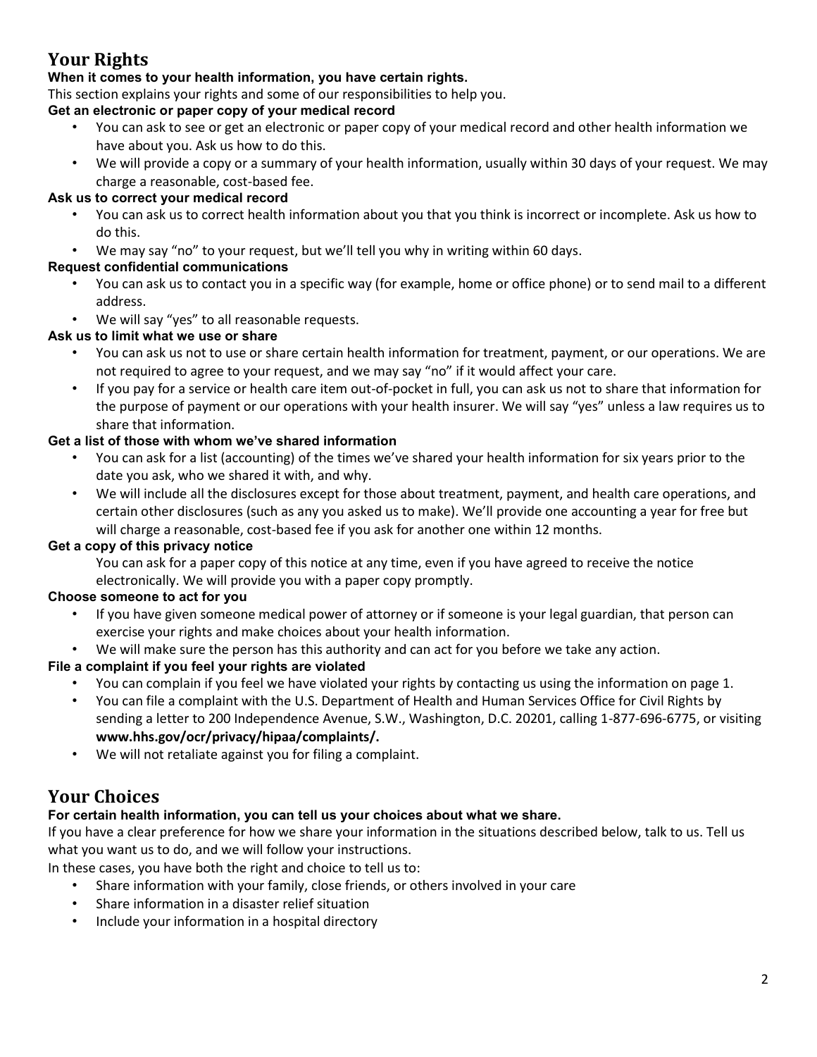## Your Rights

**When it comes to your health information, you have certain rights.**

This section explains your rights and some of our responsibilities to help you.

**Get an electronic or paper copy of your medical record**

- You can ask to see or get an electronic or paper copy of your medical record and other health information we have about you. Ask us how to do this.
- We will provide a copy or a summary of your health information, usually within 30 days of your request. We may charge a reasonable, cost-based fee.

**Ask us to correct your medical record**

- You can ask us to correct health information about you that you think is incorrect or incomplete. Ask us how to do this.
- We may say "no" to your request, but we'll tell you why in writing within 60 days.

**Request confidential communications**

- You can ask us to contact you in a specific way (for example, home or office phone) or to send mail to a different address.
- We will say "yes" to all reasonable requests.

**Ask us to limit what we use or share**

- You can ask us not to use or share certain health information for treatment, payment, or our operations. We are not required to agree to your request, and we may say "no" if it would affect your care.
- If you pay for a service or health care item out-of-pocket in full, you can ask us not to share that information for the purpose of payment or our operations with your health insurer. We will say "yes" unless a law requires us to share that information.

**Get a list of those with whom we've shared information**

- You can ask for a list (accounting) of the times we've shared your health information for six years prior to the date you ask, who we shared it with, and why.
- We will include all the disclosures except for those about treatment, payment, and health care operations, and certain other disclosures (such as any you asked us to make). We'll provide one accounting a year for free but will charge a reasonable, cost-based fee if you ask for another one within 12 months.

**Get a copy of this privacy notice**

You can ask for a paper copy of this notice at any time, even if you have agreed to receive the notice electronically. We will provide you with a paper copy promptly.

**Choose someone to act for you**

- If you have given someone medical power of attorney or if someone is your legal guardian, that person can exercise your rights and make choices about your health information.
- We will make sure the person has this authority and can act for you before we take any action.

**File a complaint if you feel your rights are violated**

- You can complain if you feel we have violated your rights by contacting us using the information on page 1.
- You can file a complaint with the U.S. Department of Health and Human Services Office for Civil Rights by sending a letter to 200 Independence Avenue, S.W., Washington, D.C. 20201, calling 1-877-696-6775, or visiting **www.hhs.gov/ocr/privacy/hipaa/complaints/.**
- We will not retaliate against you for filing a complaint.

## Your Choices

**For certain health information, you can tell us your choices about what we share.**

If you have a clear preference for how we share your information in the situations described below, talk to us. Tell us what you want us to do, and we will follow your instructions.

In these cases, you have both the right and choice to tell us to:

- Share information with your family, close friends, or others involved in your care
- Share information in a disaster relief situation
- Include your information in a hospital directory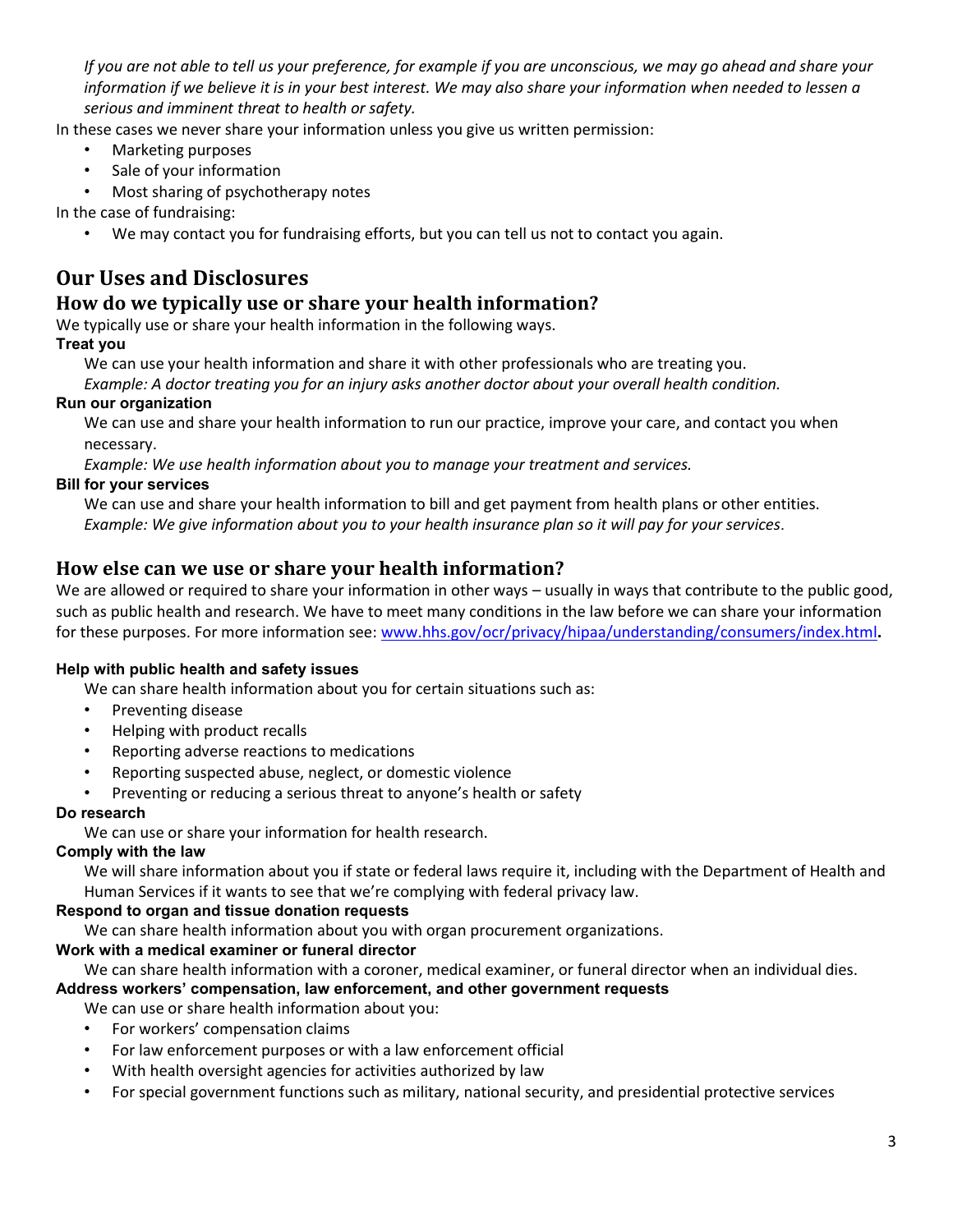*If you are not able to tell us your preference, for example if you are unconscious, we may go ahead and share your information if we believe it is in your best interest. We may also share your information when needed to lessen a serious and imminent threat to health or safety.*

In these cases we never share your information unless you give us written permission:

- Marketing purposes
- Sale of your information
- Most sharing of psychotherapy notes

In the case of fundraising:

- We may contact you for fundraising efforts, but you can tell us not to contact you again.

# Our Uses and Disclosures

## How do we typically use or share your health information?

We typically use or share your health information in the following ways.

**Treat you**

We can use your health information and share it with other professionals who are treating you.

*Example: A doctor treating you for an injury asks another doctor about your overall health condition.*

**Run our organization**

We can use and share your health information to run our practice, improve your care, and contact you when necessary.

*Example: We use health information about you to manage your treatment and services.*

**Bill for your services**

We can use and share your health information to bill and get payment from health plans or other entities.

*Example: We give information about you to your health insurance plan so it will pay for your services.*

## How else can we use or share your health information?

We are allowed or required to share your information in other ways – usually in ways that contribute to the public good, such as public health and research. We have to meet many conditions in the law before we can share your information for these purposes. For more information see: www.hhs.gov/ocr/privacy/hipaa/understanding/consumers/index.html**.**

**Help with public health and safety issues**

We can share health information about you for certain situations such as:

- Preventing disease
- Helping with product recalls
- Reporting adverse reactions to medications
- Reporting suspected abuse, neglect, or domestic violence
- Preventing or reducing a serious threat to anyone's health or safety

**Do research**

We can use or share your information for health research.

**Comply with the law**

We will share information about you if state or federal laws require it, including with the Department of Health and Human Services if it wants to see that we're complying with federal privacy law.

**Respond to organ and tissue donation requests**

We can share health information about you with organ procurement organizations.

**Work with a medical examiner or funeral director**

We can share health information with a coroner, medical examiner, or funeral director when an individual dies.

**Address workers' compensation, law enforcement, and other government requests**

We can use or share health information about you:

- For workers' compensation claims
- For law enforcement purposes or with a law enforcement official
- With health oversight agencies for activities authorized by law
- For special government functions such as military, national security, and presidential protective services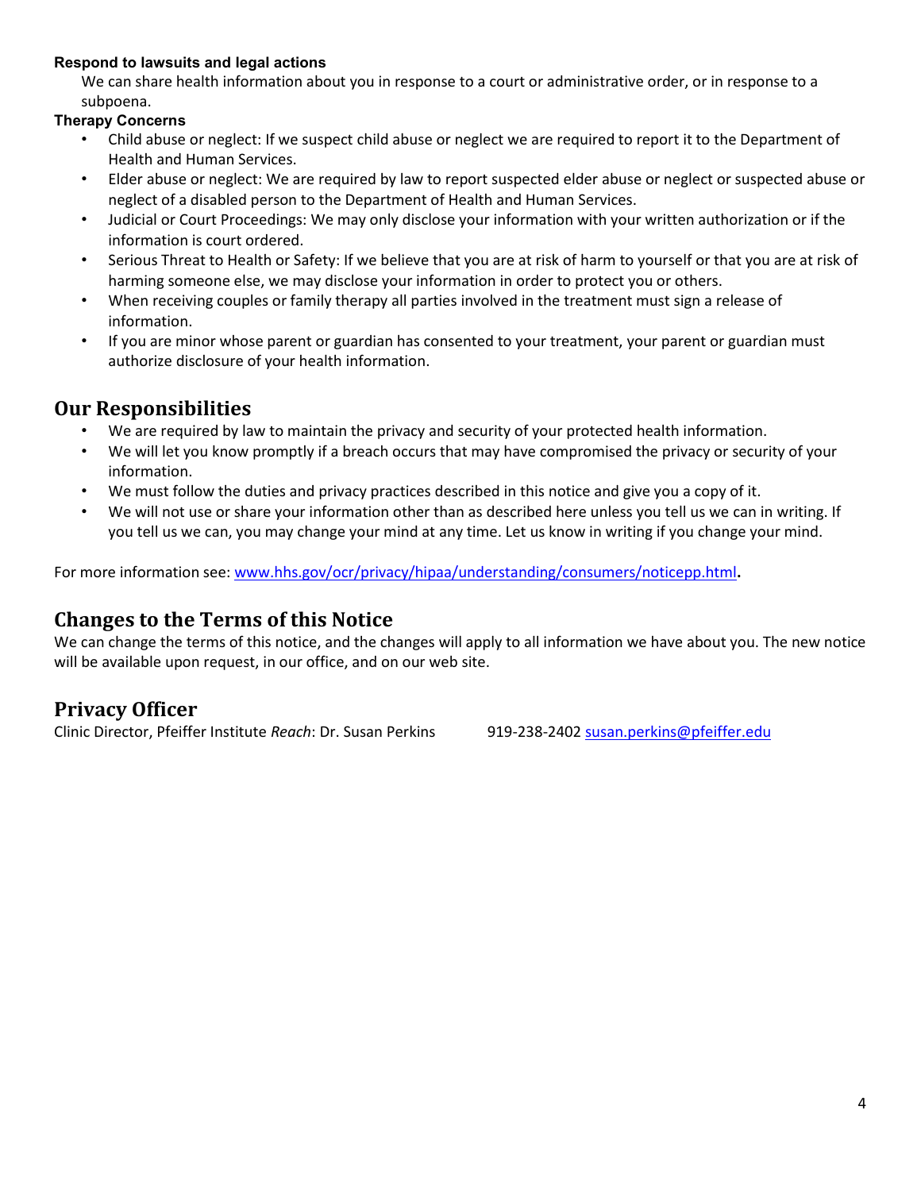**Respond to lawsuits and legal actions**

We can share health information about you in response to a court or administrative order, or in response to a subpoena.

**Therapy Concerns**

- Child abuse or neglect: If we suspect child abuse or neglect we are required to report it to the Department of Health and Human Services.
- Elder abuse or neglect: We are required by law to report suspected elder abuse or neglect or suspected abuse or neglect of a disabled person to the Department of Health and Human Services.
- Judicial or Court Proceedings: We may only disclose your information with your written authorization or if the information is court ordered.
- Serious Threat to Health or Safety: If we believe that you are at risk of harm to yourself or that you are at risk of harming someone else, we may disclose your information in order to protect you or others.
- When receiving couples or family therapy all parties involved in the treatment must sign a release of information.
- If you are minor whose parent or guardian has consented to your treatment, your parent or guardian must authorize disclosure of your health information.

## Our Responsibilities

- We are required by law to maintain the privacy and security of your protected health information.
- We will let you know promptly if a breach occurs that may have compromised the privacy or security of your information.
- We must follow the duties and privacy practices described in this notice and give you a copy of it.
- We will not use or share your information other than as described here unless you tell us we can in writing. If you tell us we can, you may change your mind at any time. Let us know in writing if you change your mind.

For more information see: www.hhs.gov/ocr/privacy/hipaa/understanding/consumers/noticepp.html**.**

## Changes to the Terms of this Notice

We can change the terms of this notice, and the changes will apply to all information we have about you. The new notice will be available upon request, in our office, and on our web site.

## Privacy Officer

Clinic Director, Pfeiffer Institute *Reach*: Dr. Susan Perkins 919-238-2402 susan.perkins@pfeiffer.edu